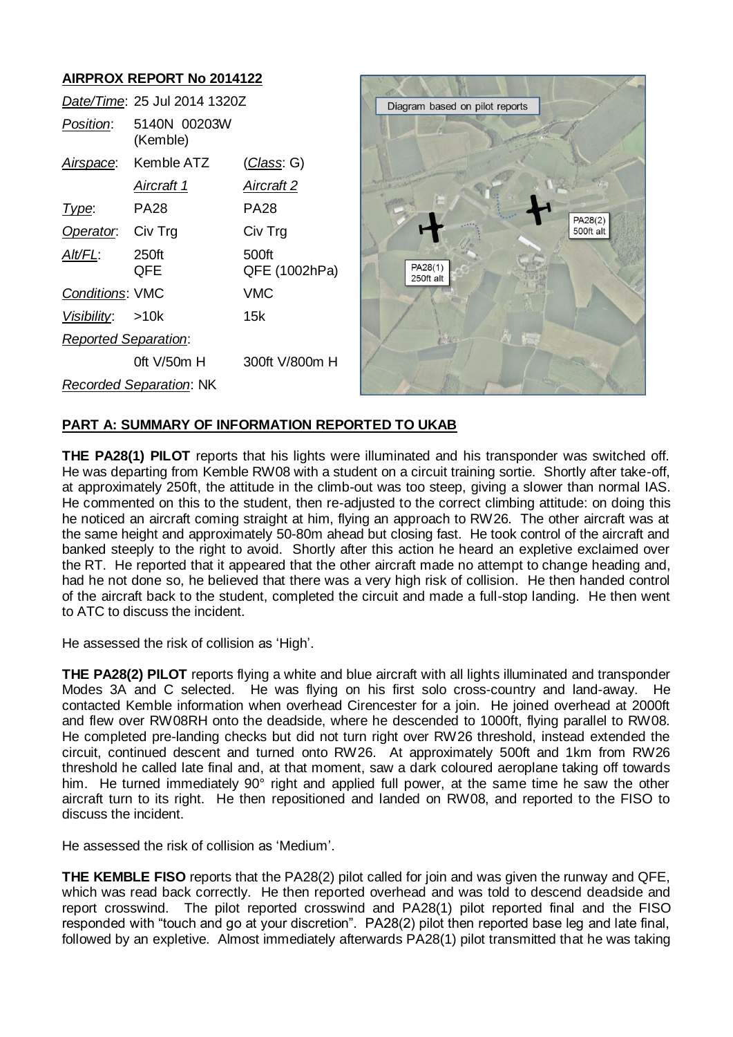## AIRPROX REPORT No 2014122

| | | |
|---|---|---|
| *Date/Time*: | 25 Jul 2014 1320Z | |
| *Position*: | 5140N 00203W (Kemble) | |
| *Airspace*: | Kemble ATZ | (*Class*: G) |
| | *Aircraft 1* | *Aircraft 2* |
| *Type*: | PA28 | PA28 |
| *Operator*: | Civ Trg | Civ Trg |
| *Alt/FL*: | 250ft QFE | 500ft QFE (1002hPa) |
| *Conditions*: | VMC | VMC |
| *Visibility*: | >10k | 15k |
| *Reported Separation*: | | |
| | 0ft V/50m H | 300ft V/800m H |
| *Recorded Separation*: | NK | |

Diagram based on pilot reports

PA28(1) 250ft alt

PA28(2) 500ft alt

## PART A: SUMMARY OF INFORMATION REPORTED TO UKAB

**THE PA28(1) PILOT** reports that his lights were illuminated and his transponder was switched off. He was departing from Kemble RW08 with a student on a circuit training sortie. Shortly after take-off, at approximately 250ft, the attitude in the climb-out was too steep, giving a slower than normal IAS. He commented on this to the student, then re-adjusted to the correct climbing attitude: on doing this he noticed an aircraft coming straight at him, flying an approach to RW26. The other aircraft was at the same height and approximately 50-80m ahead but closing fast. He took control of the aircraft and banked steeply to the right to avoid. Shortly after this action he heard an expletive exclaimed over the RT. He reported that it appeared that the other aircraft made no attempt to change heading and, had he not done so, he believed that there was a very high risk of collision. He then handed control of the aircraft back to the student, completed the circuit and made a full-stop landing. He then went to ATC to discuss the incident.

He assessed the risk of collision as 'High'.

**THE PA28(2) PILOT** reports flying a white and blue aircraft with all lights illuminated and transponder Modes 3A and C selected. He was flying on his first solo cross-country and land-away. He contacted Kemble information when overhead Cirencester for a join. He joined overhead at 2000ft and flew over RW08RH onto the deadside, where he descended to 1000ft, flying parallel to RW08. He completed pre-landing checks but did not turn right over RW26 threshold, instead extended the circuit, continued descent and turned onto RW26. At approximately 500ft and 1km from RW26 threshold he called late final and, at that moment, saw a dark coloured aeroplane taking off towards him. He turned immediately 90° right and applied full power, at the same time he saw the other aircraft turn to its right. He then repositioned and landed on RW08, and reported to the FISO to discuss the incident.

He assessed the risk of collision as 'Medium'.

**THE KEMBLE FISO** reports that the PA28(2) pilot called for join and was given the runway and QFE, which was read back correctly. He then reported overhead and was told to descend deadside and report crosswind. The pilot reported crosswind and PA28(1) pilot reported final and the FISO responded with "touch and go at your discretion". PA28(2) pilot then reported base leg and late final, followed by an expletive. Almost immediately afterwards PA28(1) pilot transmitted that he was taking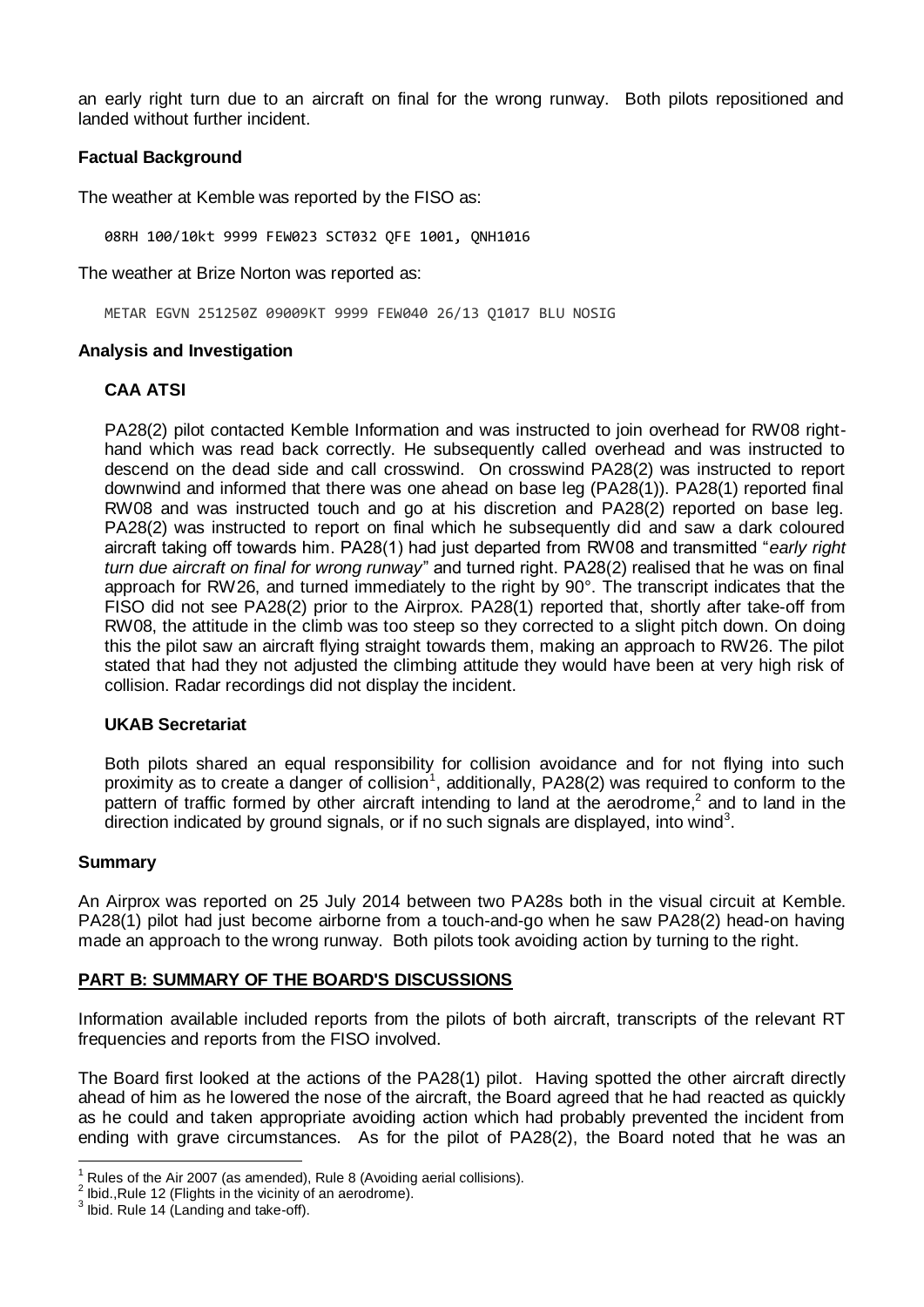an early right turn due to an aircraft on final for the wrong runway. Both pilots repositioned and landed without further incident.

**Factual Background**

The weather at Kemble was reported by the FISO as:

```
08RH 100/10kt 9999 FEW023 SCT032 QFE 1001, QNH1016
```

The weather at Brize Norton was reported as:

```
METAR EGVN 251250Z 09009KT 9999 FEW040 26/13 Q1017 BLU NOSIG
```

**Analysis and Investigation**

**CAA ATSI**

PA28(2) pilot contacted Kemble Information and was instructed to join overhead for RW08 right-hand which was read back correctly. He subsequently called overhead and was instructed to descend on the dead side and call crosswind. On crosswind PA28(2) was instructed to report downwind and informed that there was one ahead on base leg (PA28(1)). PA28(1) reported final RW08 and was instructed touch and go at his discretion and PA28(2) reported on base leg. PA28(2) was instructed to report on final which he subsequently did and saw a dark coloured aircraft taking off towards him. PA28(1) had just departed from RW08 and transmitted "*early right turn due aircraft on final for wrong runway*" and turned right. PA28(2) realised that he was on final approach for RW26, and turned immediately to the right by 90°. The transcript indicates that the FISO did not see PA28(2) prior to the Airprox. PA28(1) reported that, shortly after take-off from RW08, the attitude in the climb was too steep so they corrected to a slight pitch down. On doing this the pilot saw an aircraft flying straight towards them, making an approach to RW26. The pilot stated that had they not adjusted the climbing attitude they would have been at very high risk of collision. Radar recordings did not display the incident.

**UKAB Secretariat**

Both pilots shared an equal responsibility for collision avoidance and for not flying into such proximity as to create a danger of collision[1], additionally, PA28(2) was required to conform to the pattern of traffic formed by other aircraft intending to land at the aerodrome,[2] and to land in the direction indicated by ground signals, or if no such signals are displayed, into wind[3].

**Summary**

An Airprox was reported on 25 July 2014 between two PA28s both in the visual circuit at Kemble. PA28(1) pilot had just become airborne from a touch-and-go when he saw PA28(2) head-on having made an approach to the wrong runway. Both pilots took avoiding action by turning to the right.

**PART B: SUMMARY OF THE BOARD'S DISCUSSIONS**

Information available included reports from the pilots of both aircraft, transcripts of the relevant RT frequencies and reports from the FISO involved.

The Board first looked at the actions of the PA28(1) pilot. Having spotted the other aircraft directly ahead of him as he lowered the nose of the aircraft, the Board agreed that he had reacted as quickly as he could and taken appropriate avoiding action which had probably prevented the incident from ending with grave circumstances. As for the pilot of PA28(2), the Board noted that he was an

---

[1] Rules of the Air 2007 (as amended), Rule 8 (Avoiding aerial collisions).

[2] Ibid.,Rule 12 (Flights in the vicinity of an aerodrome).

[3] Ibid. Rule 14 (Landing and take-off).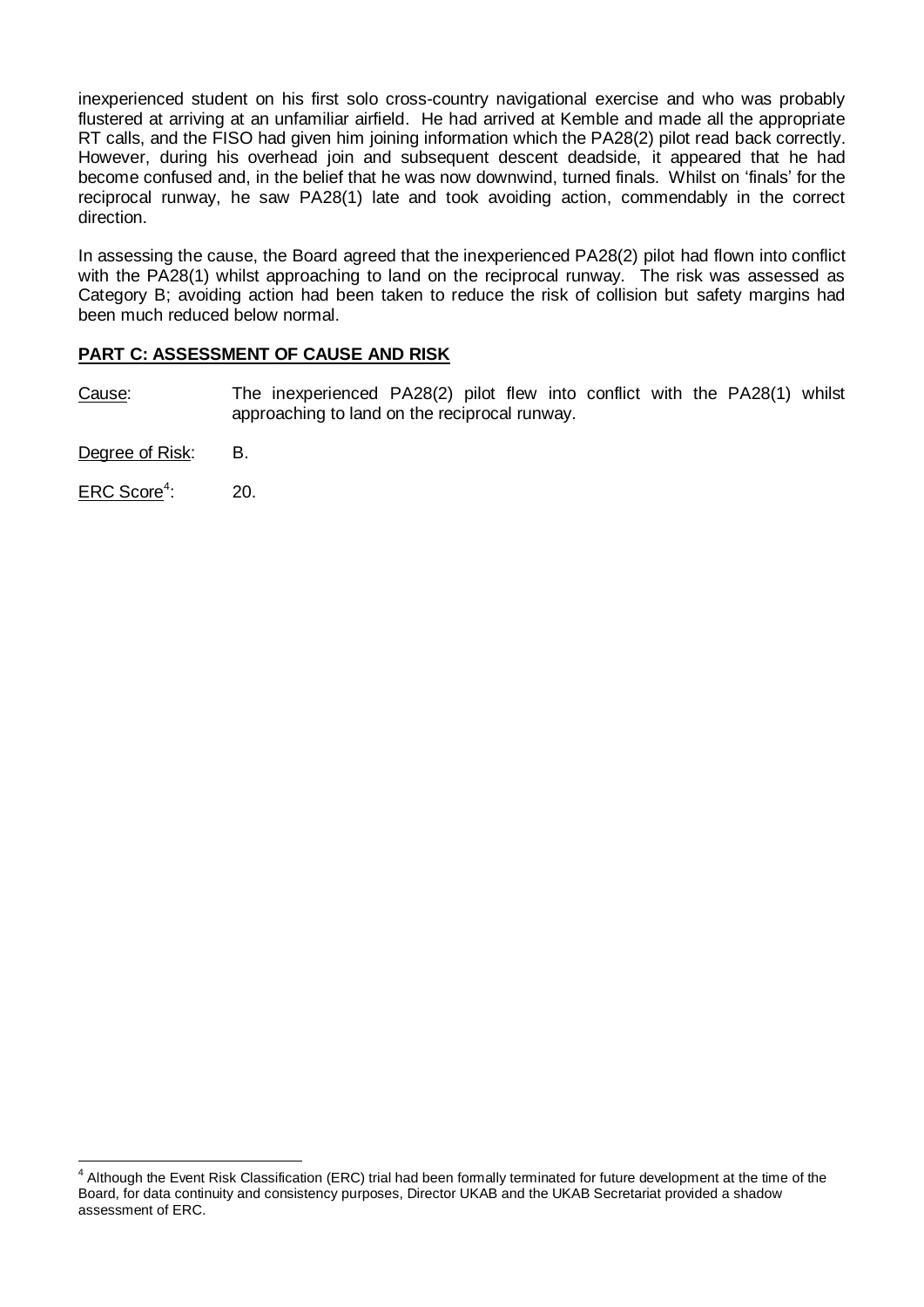inexperienced student on his first solo cross-country navigational exercise and who was probably flustered at arriving at an unfamiliar airfield. He had arrived at Kemble and made all the appropriate RT calls, and the FISO had given him joining information which the PA28(2) pilot read back correctly. However, during his overhead join and subsequent descent deadside, it appeared that he had become confused and, in the belief that he was now downwind, turned finals. Whilst on 'finals' for the reciprocal runway, he saw PA28(1) late and took avoiding action, commendably in the correct direction.

In assessing the cause, the Board agreed that the inexperienced PA28(2) pilot had flown into conflict with the PA28(1) whilst approaching to land on the reciprocal runway. The risk was assessed as Category B; avoiding action had been taken to reduce the risk of collision but safety margins had been much reduced below normal.

## PART C: ASSESSMENT OF CAUSE AND RISK

Cause: The inexperienced PA28(2) pilot flew into conflict with the PA28(1) whilst approaching to land on the reciprocal runway.

Degree of Risk: B.

ERC Score[4]: 20.

[4] Although the Event Risk Classification (ERC) trial had been formally terminated for future development at the time of the Board, for data continuity and consistency purposes, Director UKAB and the UKAB Secretariat provided a shadow assessment of ERC.